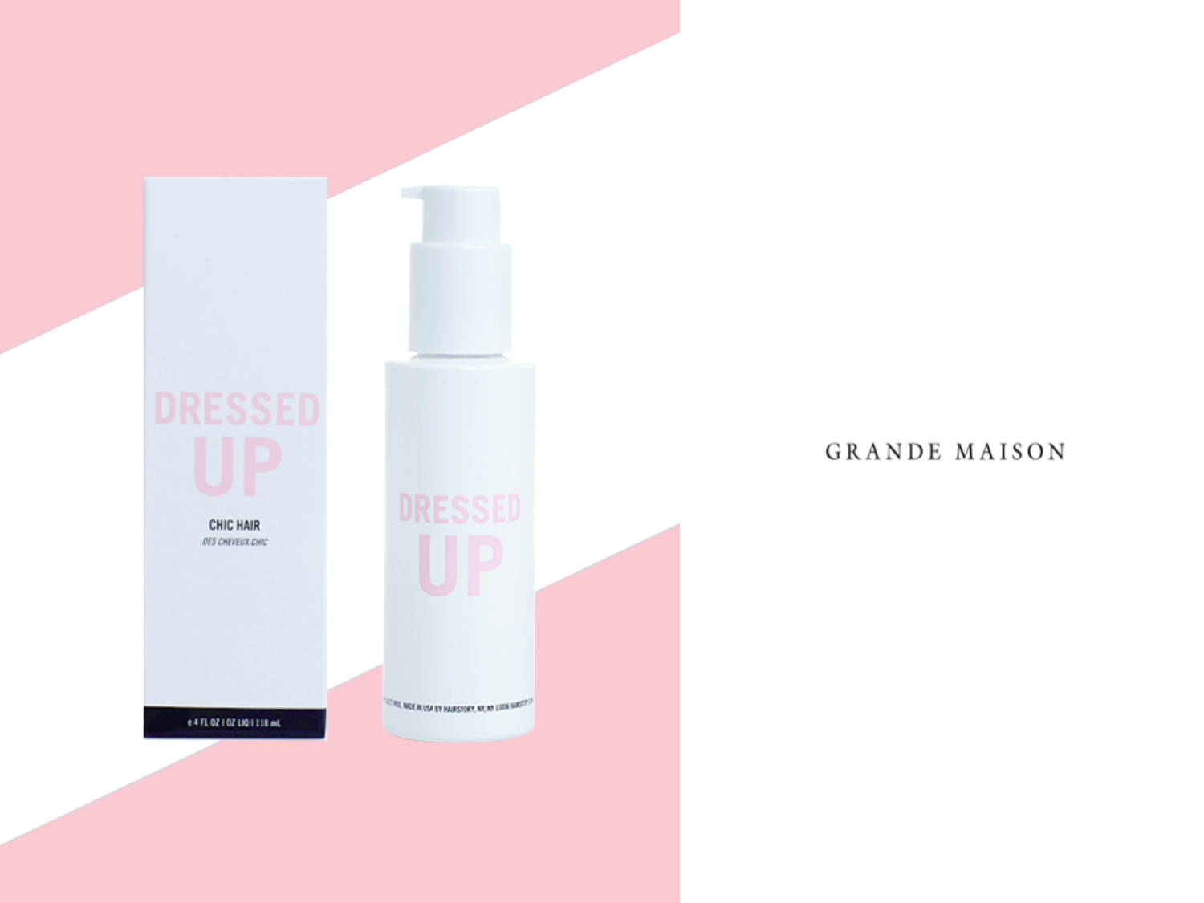DRESSED UP

CHIC HAIR

*DES CHEVEUX CHIC*

e 4 FL OZ | OZ LIQ | 118 mL

DRESSED UP

GRANDE MAISON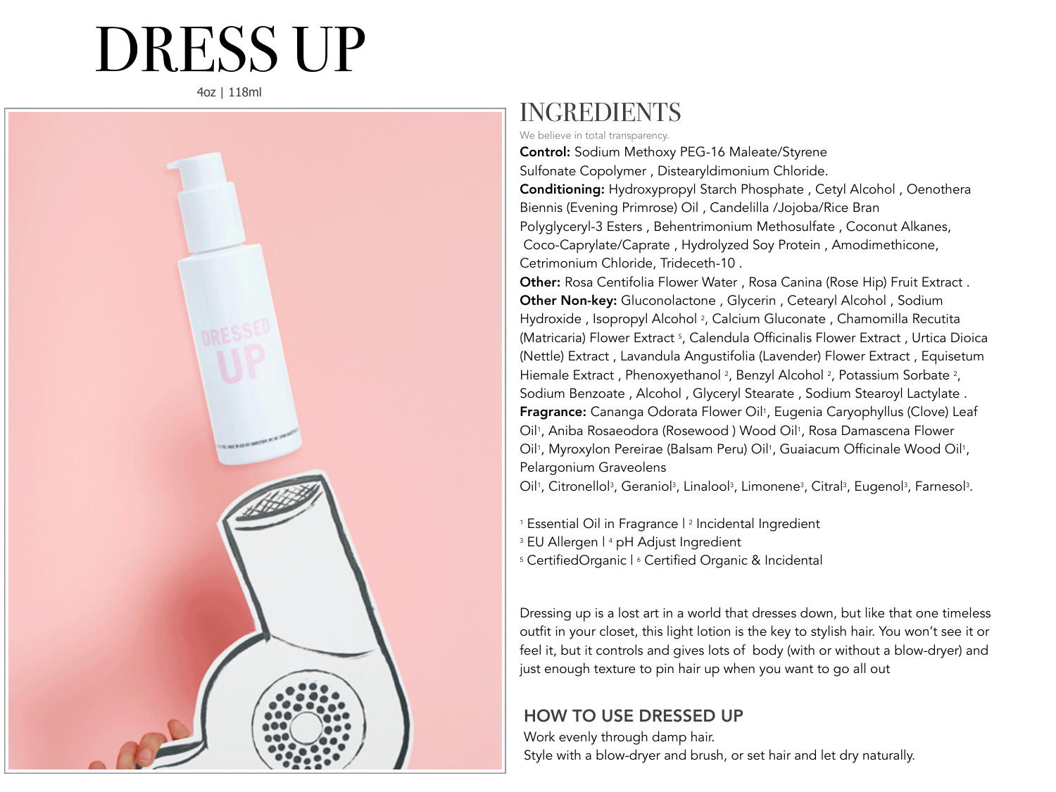# DRESS UP

4oz | 118ml

## INGREDIENTS

We believe in total transparency.

**Control:** Sodium Methoxy PEG-16 Maleate/Styrene Sulfonate Copolymer , Distearyldimonium Chloride.
**Conditioning:** Hydroxypropyl Starch Phosphate , Cetyl Alcohol , Oenothera Biennis (Evening Primrose) Oil , Candelilla /Jojoba/Rice Bran Polyglyceryl-3 Esters , Behentrimonium Methosulfate , Coconut Alkanes, Coco-Caprylate/Caprate , Hydrolyzed Soy Protein , Amodimethicone, Cetrimonium Chloride, Trideceth-10 .
**Other:** Rosa Centifolia Flower Water , Rosa Canina (Rose Hip) Fruit Extract .
**Other Non-key:** Gluconolactone , Glycerin , Cetearyl Alcohol , Sodium Hydroxide , Isopropyl Alcohol [2], Calcium Gluconate , Chamomilla Recutita (Matricaria) Flower Extract [5], Calendula Officinalis Flower Extract , Urtica Dioica (Nettle) Extract , Lavandula Angustifolia (Lavender) Flower Extract , Equisetum Hiemale Extract , Phenoxyethanol [2], Benzyl Alcohol [2], Potassium Sorbate [2], Sodium Benzoate , Alcohol , Glyceryl Stearate , Sodium Stearoyl Lactylate .
**Fragrance:** Cananga Odorata Flower Oil[1], Eugenia Caryophyllus (Clove) Leaf Oil[1], Aniba Rosaeodora (Rosewood ) Wood Oil[1], Rosa Damascena Flower Oil[1], Myroxylon Pereirae (Balsam Peru) Oil[1], Guaiacum Officinale Wood Oil[1], Pelargonium Graveolens Oil[1], Citronellol[3], Geraniol[3], Linalool[3], Limonene[3], Citral[3], Eugenol[3], Farnesol[3].

[1] Essential Oil in Fragrance | [2] Incidental Ingredient
[3] EU Allergen | [4] pH Adjust Ingredient
[5] CertifiedOrganic | [6] Certified Organic & Incidental

Dressing up is a lost art in a world that dresses down, but like that one timeless outfit in your closet, this light lotion is the key to stylish hair. You won't see it or feel it, but it controls and gives lots of body (with or without a blow-dryer) and just enough texture to pin hair up when you want to go all out

### HOW TO USE DRESSED UP

Work evenly through damp hair.
Style with a blow-dryer and brush, or set hair and let dry naturally.